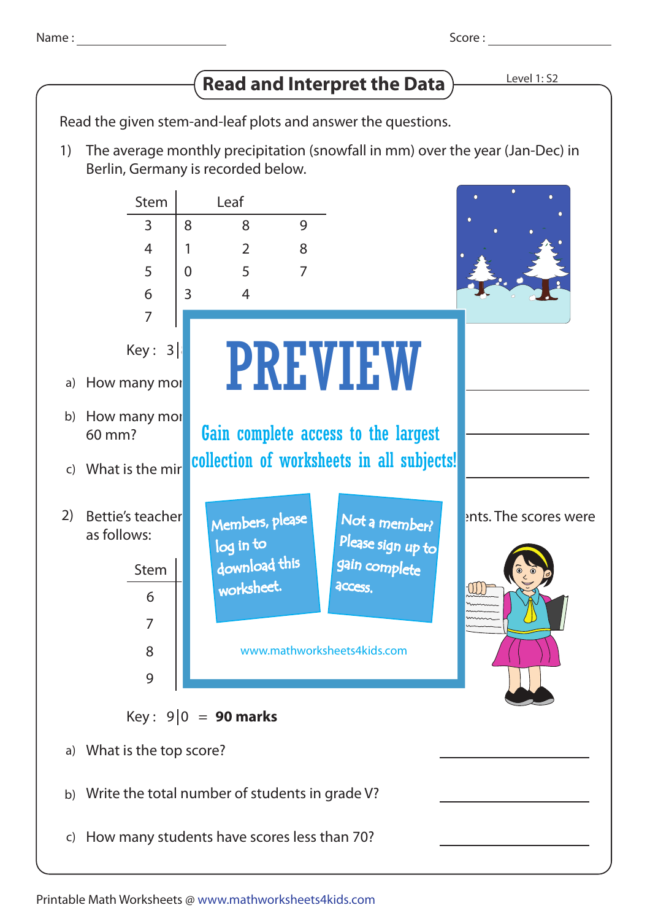Name : ______________________ Score : ______________________

# Read and Interpret the Data

Level 1: S2

Read the given stem-and-leaf plots and answer the questions.

1) The average monthly precipitation (snowfall in mm) over the year (Jan-Dec) in Berlin, Germany is recorded below.

| Stem | Leaf | | |
|---|---|---|---|
| 3 | 8 | 8 | 9 |
| 4 | 1 | 2 | 8 |
| 5 | 0 | 5 | 7 |
| 6 | 3 | 4 | |
| 7 | | | |

Key : 3|

a) How many mo

b) How many mo 60 mm?

c) What is the mi

**PREVIEW**

Gain complete access to the largest collection of worksheets in all subjects!

Members, please log in to download this worksheet.

Not a member? Please sign up to gain complete access.

www.mathworksheets4kids.com

2) Bettie's teacher ... nts. The scores were as follows:

| Stem | Leaf |
|---|---|
| 6 | |
| 7 | |
| 8 | |
| 9 | |

Key : 9|0 = **90 marks**

a) What is the top score? ______________

b) Write the total number of students in grade V? ______________

c) How many students have scores less than 70? ______________

Printable Math Worksheets @ www.mathworksheets4kids.com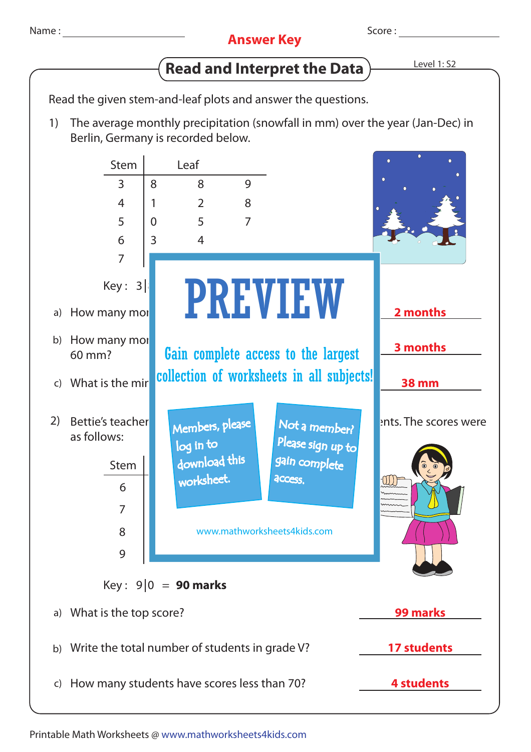Name : ______________________ **Answer Key** Score : ______________________

## Read and Interpret the Data

Level 1: S2

Read the given stem-and-leaf plots and answer the questions.

1) The average monthly precipitation (snowfall in mm) over the year (Jan-Dec) in Berlin, Germany is recorded below.

| Stem | Leaf | | |
|---|---|---|---|
| 3 | 8 | 8 | 9 |
| 4 | 1 | 2 | 8 |
| 5 | 0 | 5 | 7 |
| 6 | 3 | 4 | |
| 7 | | | |

Key : 3|

a) How many mo **2 months**

b) How many mo 60 mm? **3 months**

c) What is the mi **38 mm**

PREVIEW

Gain complete access to the largest collection of worksheets in all subjects!

Members, please log in to download this worksheet.

Not a member? Please sign up to gain complete access.

www.mathworksheets4kids.com

2) Bettie's teacher ents. The scores were as follows:

| Stem |
|---|
| 6 |
| 7 |
| 8 |
| 9 |

Key : 9|0 = **90 marks**

a) What is the top score? **99 marks**

b) Write the total number of students in grade V? **17 students**

c) How many students have scores less than 70? **4 students**

Printable Math Worksheets @ www.mathworksheets4kids.com